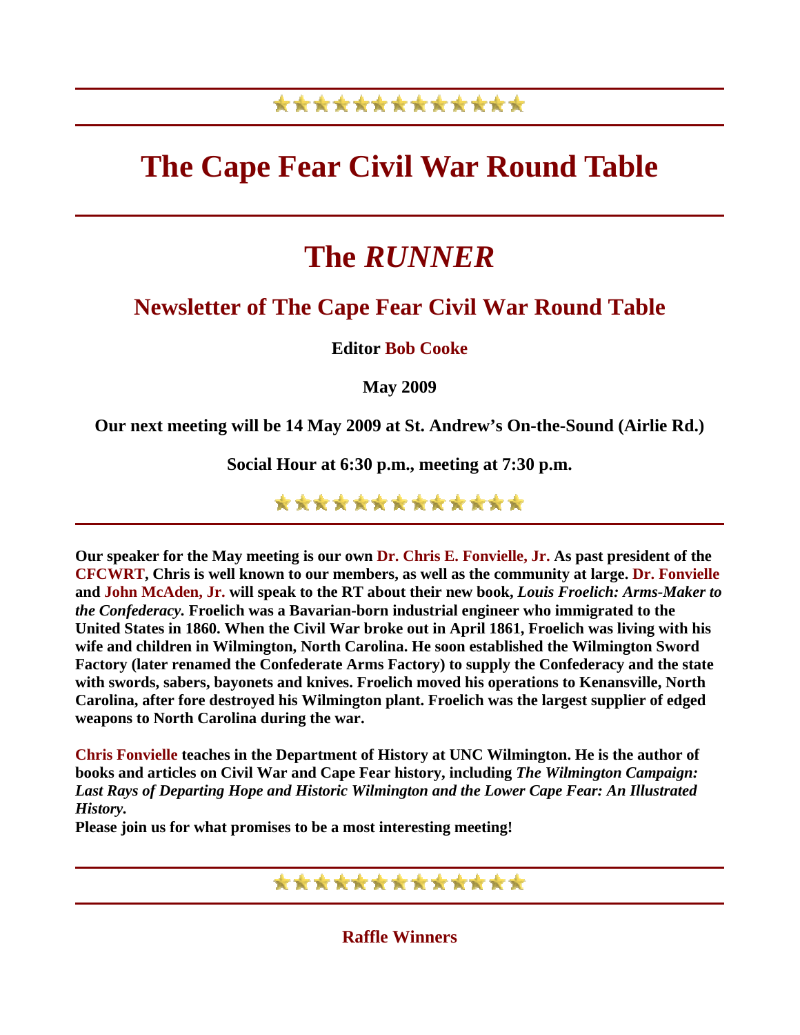# The Cape Fear Civil War Round Table

# The *RUNNER*

## Newsletter of The Cape Fear Civil War Round Table

**Editor Bob Cooke**

**May 2009**

**Our next meeting will be 14 May 2009 at St. Andrew's On-the-Sound (Airlie Rd.)**

**Social Hour at 6:30 p.m., meeting at 7:30 p.m.**

**Our speaker for the May meeting is our own Dr. Chris E. Fonvielle, Jr. As past president of the CFCWRT, Chris is well known to our members, as well as the community at large. Dr. Fonvielle and John McAden, Jr. will speak to the RT about their new book, *Louis Froelich: Arms-Maker to the Confederacy.* Froelich was a Bavarian-born industrial engineer who immigrated to the United States in 1860. When the Civil War broke out in April 1861, Froelich was living with his wife and children in Wilmington, North Carolina. He soon established the Wilmington Sword Factory (later renamed the Confederate Arms Factory) to supply the Confederacy and the state with swords, sabers, bayonets and knives. Froelich moved his operations to Kenansville, North Carolina, after fore destroyed his Wilmington plant. Froelich was the largest supplier of edged weapons to North Carolina during the war.**

**Chris Fonvielle teaches in the Department of History at UNC Wilmington. He is the author of books and articles on Civil War and Cape Fear history, including *The Wilmington Campaign: Last Rays of Departing Hope and Historic Wilmington and the Lower Cape Fear: An Illustrated History.***
**Please join us for what promises to be a most interesting meeting!**

## Raffle Winners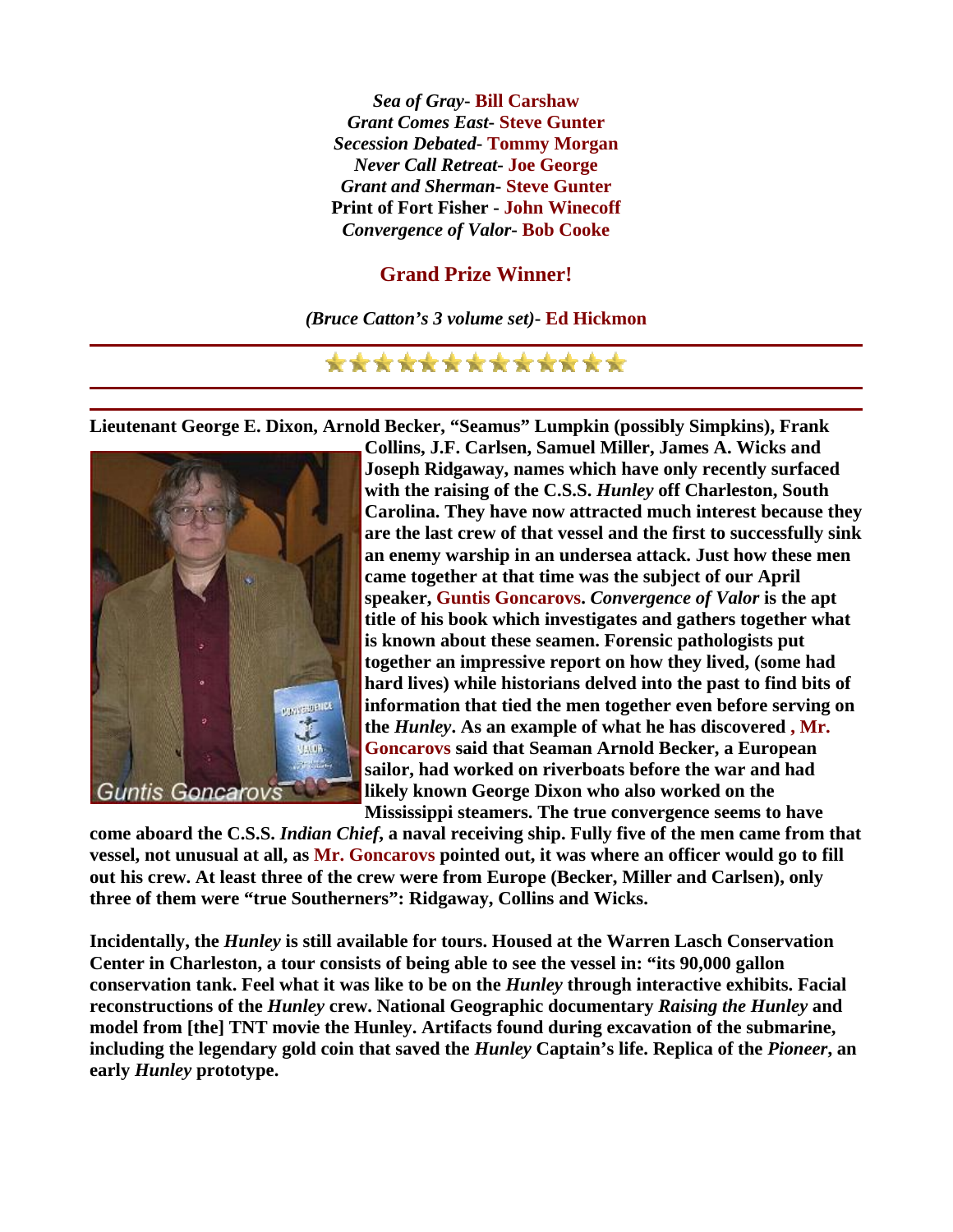*Sea of Gray*- **Bill Carshaw**
*Grant Comes East*- **Steve Gunter**
*Secession Debated*- **Tommy Morgan**
*Never Call Retreat*- **Joe George**
*Grant and Sherman*- **Steve Gunter**
**Print of Fort Fisher** - **John Winecoff**
*Convergence of Valor*- **Bob Cooke**

## Grand Prize Winner!

*(Bruce Catton's 3 volume set)*- **Ed Hickmon**

---

★★★★★★★★★★★★★

---

**Lieutenant George E. Dixon, Arnold Becker, "Seamus" Lumpkin (possibly Simpkins), Frank Collins, J.F. Carlsen, Samuel Miller, James A. Wicks and Joseph Ridgaway, names which have only recently surfaced with the raising of the C.S.S. *Hunley* off Charleston, South Carolina. They have now attracted much interest because they are the last crew of that vessel and the first to successfully sink an enemy warship in an undersea attack. Just how these men came together at that time was the subject of our April speaker, Guntis Goncarovs. *Convergence of Valor* is the apt title of his book which investigates and gathers together what is known about these seamen. Forensic pathologists put together an impressive report on how they lived, (some had hard lives) while historians delved into the past to find bits of information that tied the men together even before serving on the *Hunley*. As an example of what he has discovered , Mr. Goncarovs said that Seaman Arnold Becker, a European sailor, had worked on riverboats before the war and had likely known George Dixon who also worked on the Mississippi steamers. The true convergence seems to have come aboard the C.S.S. *Indian Chief*, a naval receiving ship. Fully five of the men came from that vessel, not unusual at all, as Mr. Goncarovs pointed out, it was where an officer would go to fill out his crew. At least three of the crew were from Europe (Becker, Miller and Carlsen), only three of them were "true Southerners": Ridgaway, Collins and Wicks.**

Guntis Goncarovs

**Incidentally, the *Hunley* is still available for tours. Housed at the Warren Lasch Conservation Center in Charleston, a tour consists of being able to see the vessel in: "its 90,000 gallon conservation tank. Feel what it was like to be on the *Hunley* through interactive exhibits. Facial reconstructions of the *Hunley* crew. National Geographic documentary *Raising the Hunley* and model from [the] TNT movie the Hunley. Artifacts found during excavation of the submarine, including the legendary gold coin that saved the *Hunley* Captain's life. Replica of the *Pioneer*, an early *Hunley* prototype.**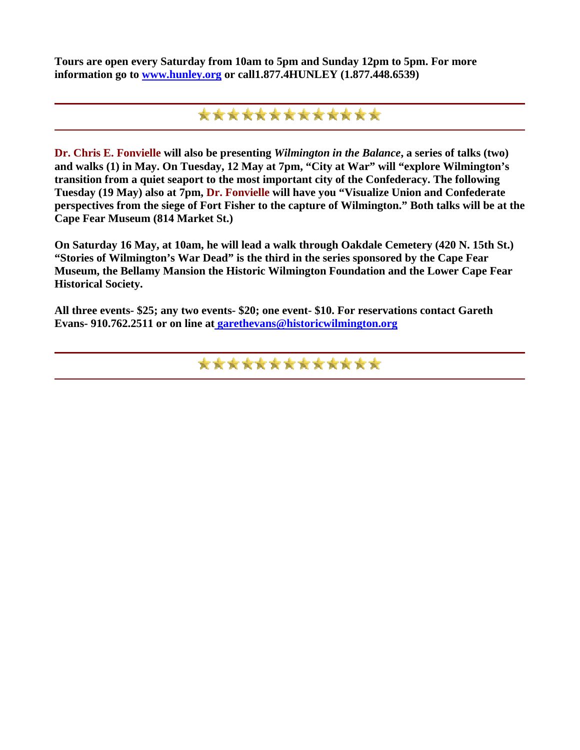**Tours are open every Saturday from 10am to 5pm and Sunday 12pm to 5pm. For more information go to [www.hunley.org](http://www.hunley.org) or call1.877.4HUNLEY (1.877.448.6539)**

---

★★★★★★★★★★★★★

---

**Dr. Chris E. Fonvielle will also be presenting *Wilmington in the Balance*, a series of talks (two) and walks (1) in May. On Tuesday, 12 May at 7pm, "City at War" will "explore Wilmington's transition from a quiet seaport to the most important city of the Confederacy. The following Tuesday (19 May) also at 7pm, Dr. Fonvielle will have you "Visualize Union and Confederate perspectives from the siege of Fort Fisher to the capture of Wilmington." Both talks will be at the Cape Fear Museum (814 Market St.)**

**On Saturday 16 May, at 10am, he will lead a walk through Oakdale Cemetery (420 N. 15th St.) "Stories of Wilmington's War Dead" is the third in the series sponsored by the Cape Fear Museum, the Bellamy Mansion the Historic Wilmington Foundation and the Lower Cape Fear Historical Society.**

**All three events- $25; any two events- $20; one event- $10. For reservations contact Gareth Evans- 910.762.2511 or on line at [garethevans@historicwilmington.org](mailto:garethevans@historicwilmington.org)**

---

★★★★★★★★★★★★★

---